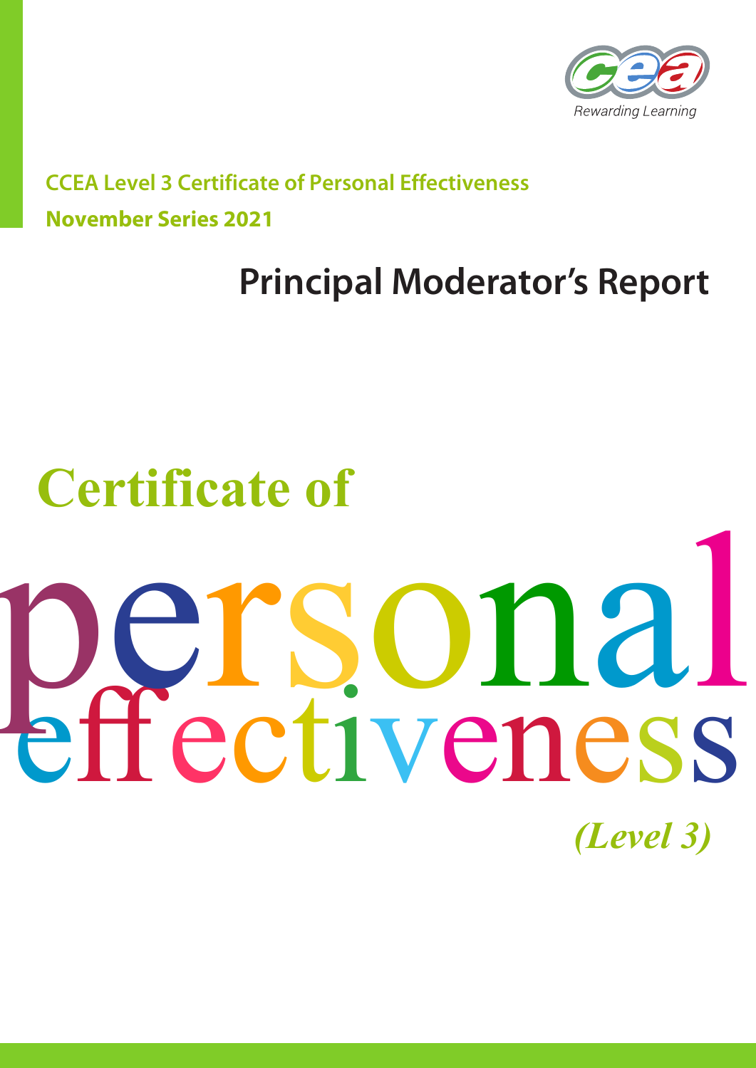Rewarding Learning

**CCEA Level 3 Certificate of Personal Effectiveness**

**November Series 2021**

# Principal Moderator's Report

## Certificate of personal effectiveness

*(Level 3)*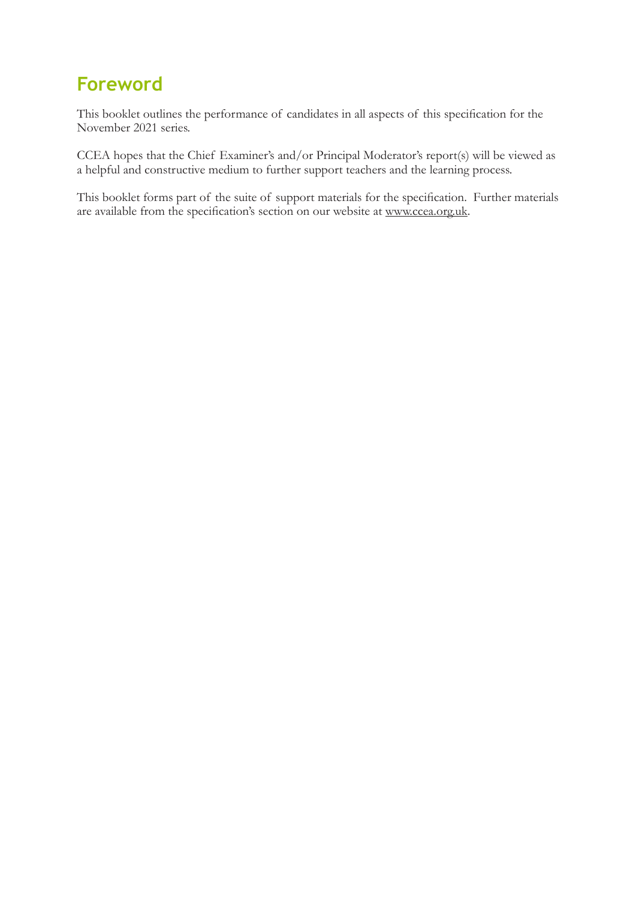# Foreword

This booklet outlines the performance of candidates in all aspects of this specification for the November 2021 series.

CCEA hopes that the Chief Examiner's and/or Principal Moderator's report(s) will be viewed as a helpful and constructive medium to further support teachers and the learning process.

This booklet forms part of the suite of support materials for the specification. Further materials are available from the specification's section on our website at www.ccea.org.uk.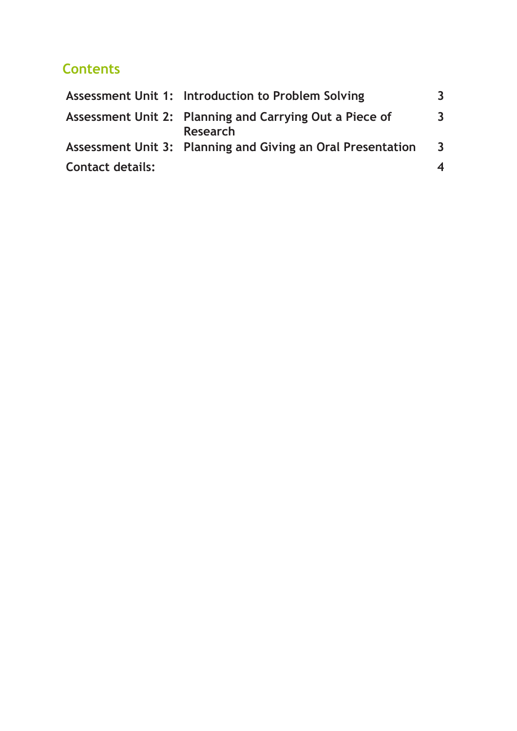## Contents

| | | |
|---|---|---|
| **Assessment Unit 1:** | **Introduction to Problem Solving** | **3** |
| **Assessment Unit 2:** | **Planning and Carrying Out a Piece of Research** | **3** |
| **Assessment Unit 3:** | **Planning and Giving an Oral Presentation** | **3** |
| **Contact details:** | | **4** |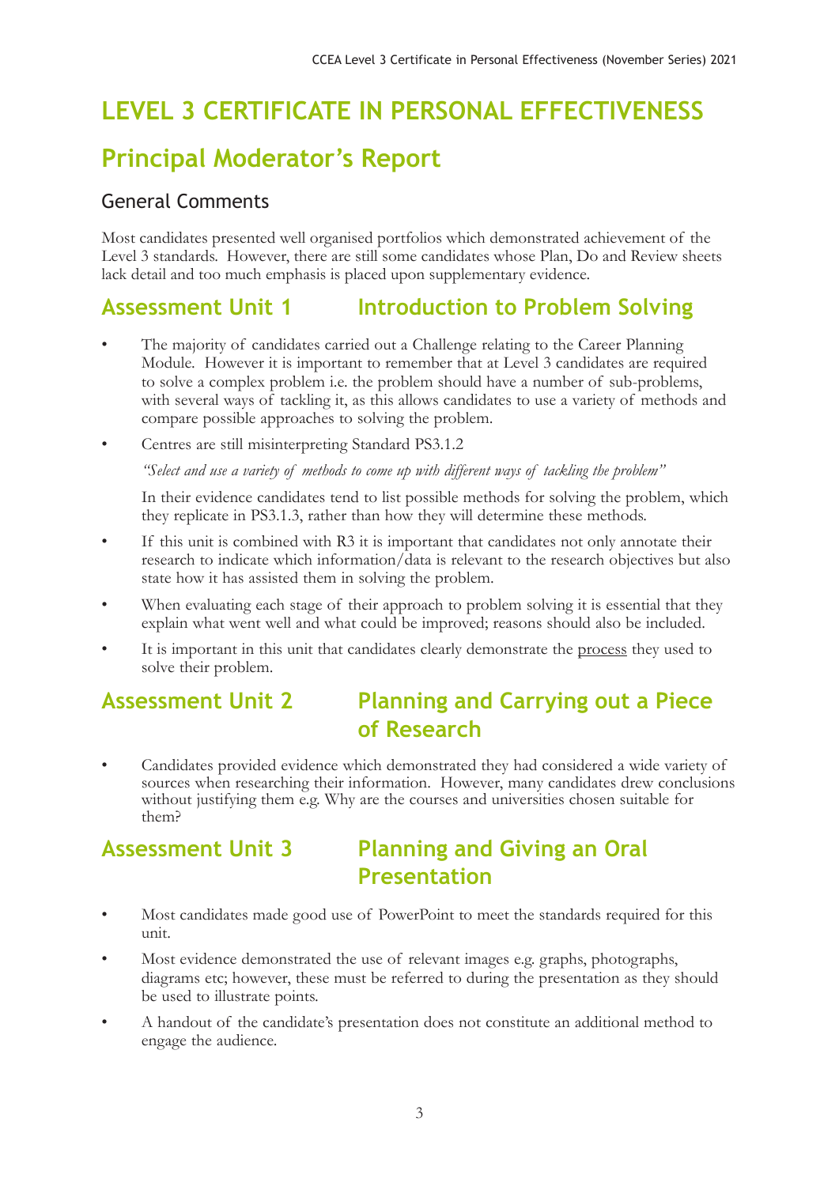# LEVEL 3 CERTIFICATE IN PERSONAL EFFECTIVENESS

# Principal Moderator's Report

## General Comments

Most candidates presented well organised portfolios which demonstrated achievement of the Level 3 standards. However, there are still some candidates whose Plan, Do and Review sheets lack detail and too much emphasis is placed upon supplementary evidence.

## Assessment Unit 1 Introduction to Problem Solving

- The majority of candidates carried out a Challenge relating to the Career Planning Module. However it is important to remember that at Level 3 candidates are required to solve a complex problem i.e. the problem should have a number of sub-problems, with several ways of tackling it, as this allows candidates to use a variety of methods and compare possible approaches to solving the problem.
- Centres are still misinterpreting Standard PS3.1.2

  *"Select and use a variety of methods to come up with different ways of tackling the problem"*

  In their evidence candidates tend to list possible methods for solving the problem, which they replicate in PS3.1.3, rather than how they will determine these methods.
- If this unit is combined with R3 it is important that candidates not only annotate their research to indicate which information/data is relevant to the research objectives but also state how it has assisted them in solving the problem.
- When evaluating each stage of their approach to problem solving it is essential that they explain what went well and what could be improved; reasons should also be included.
- It is important in this unit that candidates clearly demonstrate the <u>process</u> they used to solve their problem.

## Assessment Unit 2 Planning and Carrying out a Piece of Research

- Candidates provided evidence which demonstrated they had considered a wide variety of sources when researching their information. However, many candidates drew conclusions without justifying them e.g. Why are the courses and universities chosen suitable for them?

## Assessment Unit 3 Planning and Giving an Oral Presentation

- Most candidates made good use of PowerPoint to meet the standards required for this unit.
- Most evidence demonstrated the use of relevant images e.g. graphs, photographs, diagrams etc; however, these must be referred to during the presentation as they should be used to illustrate points.
- A handout of the candidate's presentation does not constitute an additional method to engage the audience.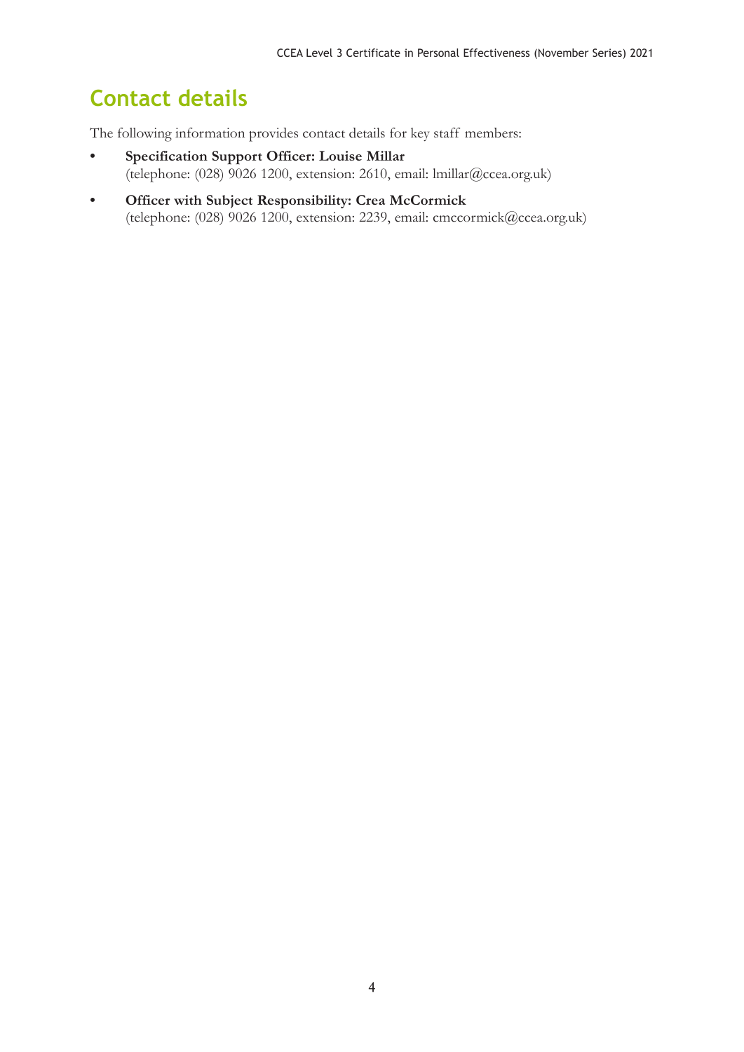## Contact details

The following information provides contact details for key staff members:

- **Specification Support Officer: Louise Millar**
  (telephone: (028) 9026 1200, extension: 2610, email: lmillar@ccea.org.uk)
- **Officer with Subject Responsibility: Crea McCormick**
  (telephone: (028) 9026 1200, extension: 2239, email: cmccormick@ccea.org.uk)